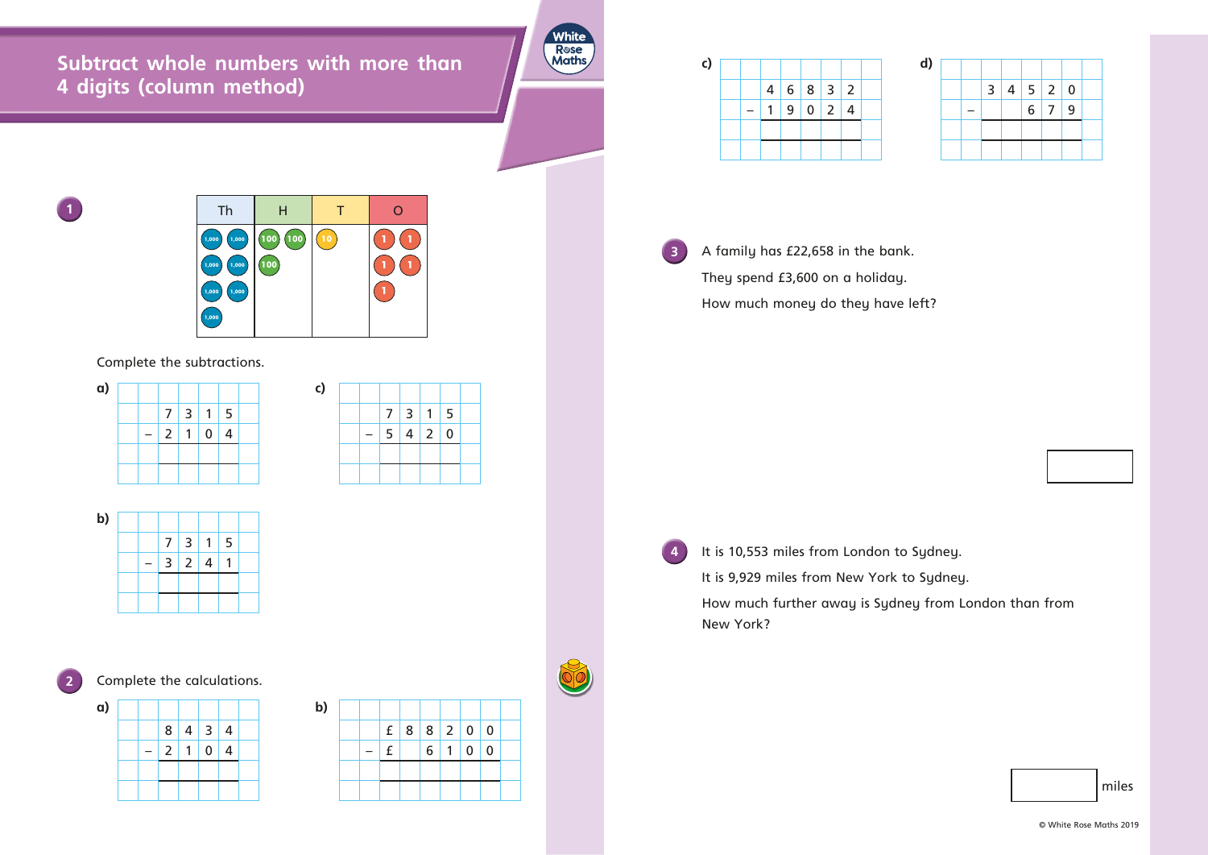# Subtract whole numbers with more than 4 digits (column method)

**1**

| Th | H | T | O |
|---|---|---|---|
| 1,000 1,000 1,000 1,000 1,000 1,000 1,000 | 100 100 100 | 10 | 1 1 1 1 1 |

Complete the subtractions.

a)

| | Th | H | T | O |
|---|---|---|---|---|
| | 7 | 3 | 1 | 5 |
| − | 2 | 1 | 0 | 4 |
| | | | | |

b)

| | Th | H | T | O |
|---|---|---|---|---|
| | 7 | 3 | 1 | 5 |
| − | 3 | 2 | 4 | 1 |
| | | | | |

c)

| | Th | H | T | O |
|---|---|---|---|---|
| | 7 | 3 | 1 | 5 |
| − | 5 | 4 | 2 | 0 |
| | | | | |

**2** Complete the calculations.

a)

| | | | | |
|---|---|---|---|---|
| | 8 | 4 | 3 | 4 |
| − | 2 | 1 | 0 | 4 |
| | | | | |

b)

| | | | | | | |
|---|---|---|---|---|---|---|
| | £ | 8 | 8 | 2 | 0 | 0 |
| − | £ | | 6 | 1 | 0 | 0 |
| | | | | | | |

c)

| | | | | | |
|---|---|---|---|---|---|
| | 4 | 6 | 8 | 3 | 2 |
| − | 1 | 9 | 0 | 2 | 4 |
| | | | | | |

d)

| | | | | | |
|---|---|---|---|---|---|
| | 3 | 4 | 5 | 2 | 0 |
| − | | | 6 | 7 | 9 |
| | | | | | |

**3** A family has £22,658 in the bank.

They spend £3,600 on a holiday.

How much money do they have left?

[ ]

**4** It is 10,553 miles from London to Sydney.

It is 9,929 miles from New York to Sydney.

How much further away is Sydney from London than from New York?

[ ] miles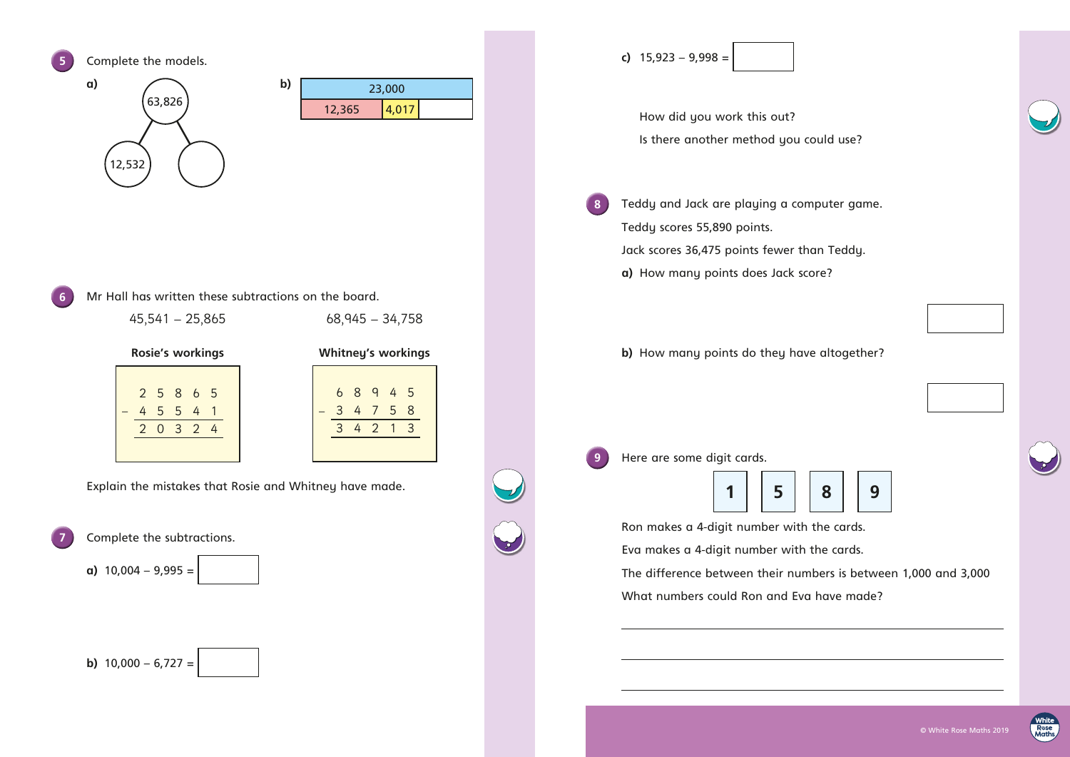**5** Complete the models.

**a)**

63,826

12,532

**b)**

| 23,000 | | |
|---|---|---|
| 12,365 | 4,017 | |

**6** Mr Hall has written these subtractions on the board.

45,541 – 25,865 68,945 – 34,758

**Rosie's workings**

```
  2 5 8 6 5
– 4 5 5 4 1
  2 0 3 2 4
```

**Whitney's workings**

```
  6 8 9 4 5
– 3 4 7 5 8
  3 4 2 1 3
```

Explain the mistakes that Rosie and Whitney have made.

**7** Complete the subtractions.

**a)** 10,004 – 9,995 =

**b)** 10,000 – 6,727 =

**c)** 15,923 – 9,998 =

How did you work this out?

Is there another method you could use?

**8** Teddy and Jack are playing a computer game.

Teddy scores 55,890 points.

Jack scores 36,475 points fewer than Teddy.

**a)** How many points does Jack score?

**b)** How many points do they have altogether?

**9** Here are some digit cards.

| 1 | 5 | 8 | 9 |
|---|---|---|---|

Ron makes a 4-digit number with the cards.

Eva makes a 4-digit number with the cards.

The difference between their numbers is between 1,000 and 3,000

What numbers could Ron and Eva have made?

© White Rose Maths 2019